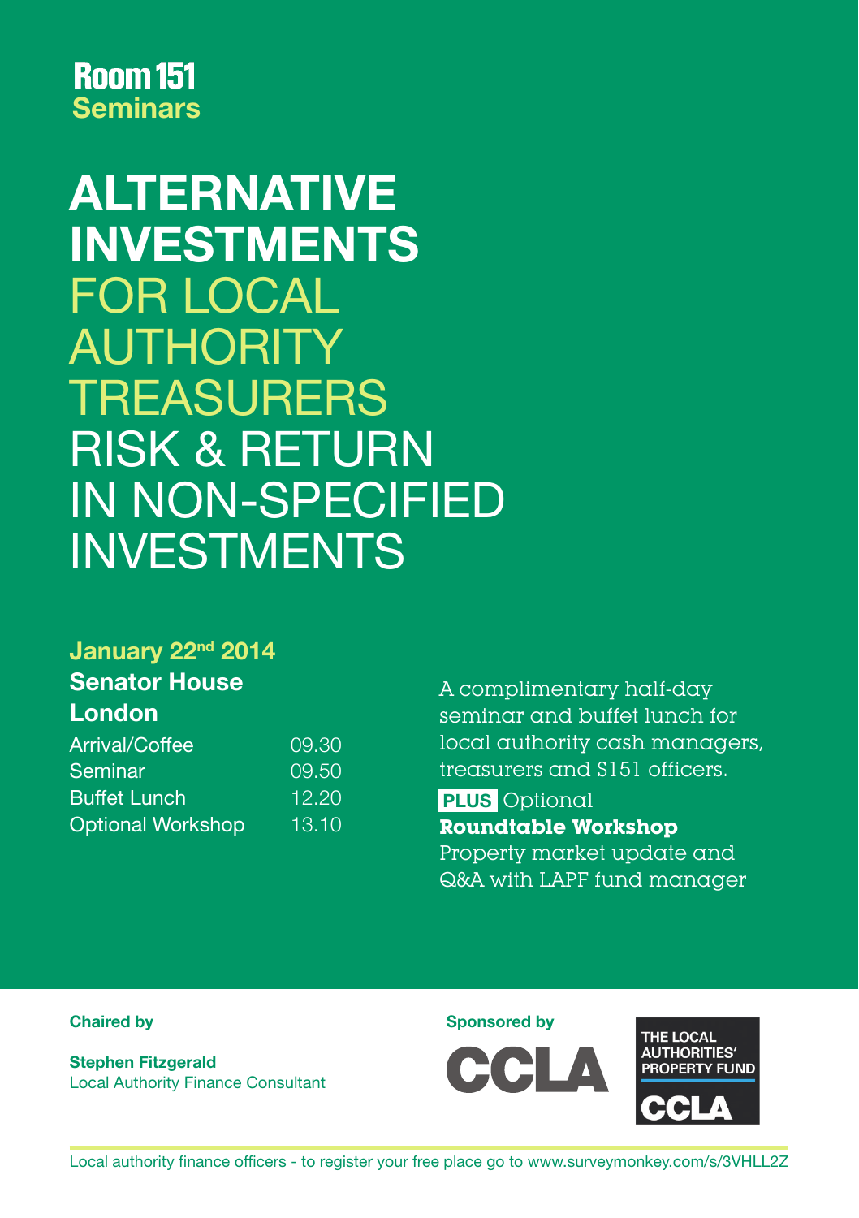**Room 151**
**Seminars**

# ALTERNATIVE INVESTMENTS FOR LOCAL AUTHORITY TREASURERS

## RISK & RETURN IN NON-SPECIFIED INVESTMENTS

**January 22nd 2014**
**Senator House**
**London**

| | |
|---|---|
| Arrival/Coffee | 09.30 |
| Seminar | 09.50 |
| Buffet Lunch | 12.20 |
| Optional Workshop | 13.10 |

A complimentary half-day seminar and buffet lunch for local authority cash managers, treasurers and S151 officers.

**PLUS** Optional
**Roundtable Workshop**
Property market update and Q&A with LAPF fund manager

**Chaired by**

**Stephen Fitzgerald**
Local Authority Finance Consultant

**Sponsored by**

CCLA

THE LOCAL AUTHORITIES' PROPERTY FUND
CCLA

Local authority finance officers - to register your free place go to www.surveymonkey.com/s/3VHLL2Z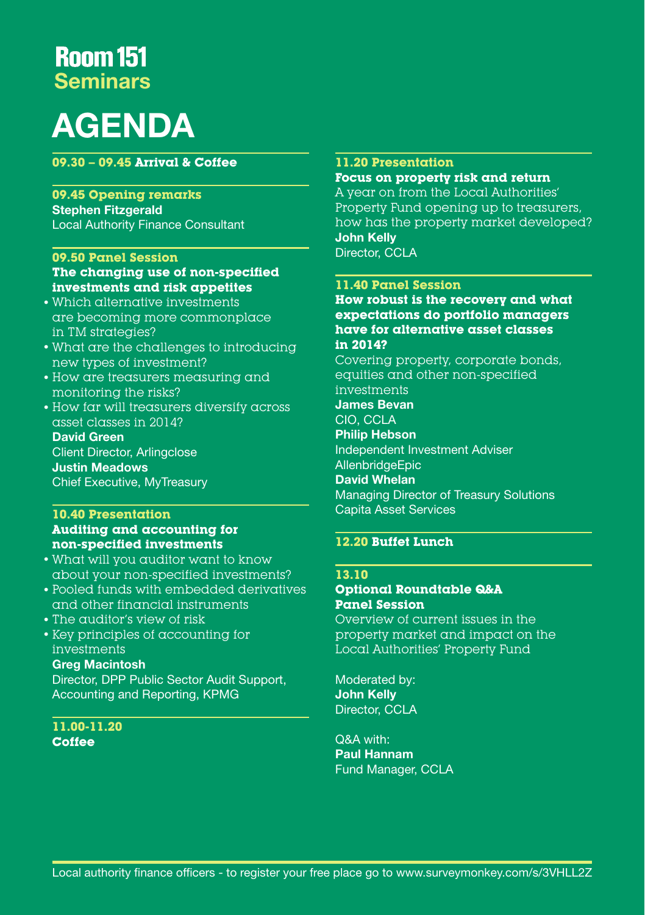# Room 151
## Seminars

# AGENDA

**09.30 – 09.45 Arrival & Coffee**

**09.45 Opening remarks**
**Stephen Fitzgerald**
Local Authority Finance Consultant

**09.50 Panel Session**
**The changing use of non-specified investments and risk appetites**
- Which alternative investments are becoming more commonplace in TM strategies?
- What are the challenges to introducing new types of investment?
- How are treasurers measuring and monitoring the risks?
- How far will treasurers diversify across asset classes in 2014?

**David Green**
Client Director, Arlingclose
**Justin Meadows**
Chief Executive, MyTreasury

**10.40 Presentation**
**Auditing and accounting for non-specified investments**
- What will you auditor want to know about your non-specified investments?
- Pooled funds with embedded derivatives and other financial instruments
- The auditor's view of risk
- Key principles of accounting for investments

**Greg Macintosh**
Director, DPP Public Sector Audit Support, Accounting and Reporting, KPMG

**11.00-11.20**
**Coffee**

**11.20 Presentation**
**Focus on property risk and return**
A year on from the Local Authorities' Property Fund opening up to treasurers, how has the property market developed?
**John Kelly**
Director, CCLA

**11.40 Panel Session**
**How robust is the recovery and what expectations do portfolio managers have for alternative asset classes in 2014?**
Covering property, corporate bonds, equities and other non-specified investments
**James Bevan**
CIO, CCLA
**Philip Hebson**
Independent Investment Adviser
AllenbridgeEpic
**David Whelan**
Managing Director of Treasury Solutions
Capita Asset Services

**12.20 Buffet Lunch**

**13.10**
**Optional Roundtable Q&A Panel Session**
Overview of current issues in the property market and impact on the Local Authorities' Property Fund

Moderated by:
**John Kelly**
Director, CCLA

Q&A with:
**Paul Hannam**
Fund Manager, CCLA

Local authority finance officers - to register your free place go to www.surveymonkey.com/s/3VHLL2Z